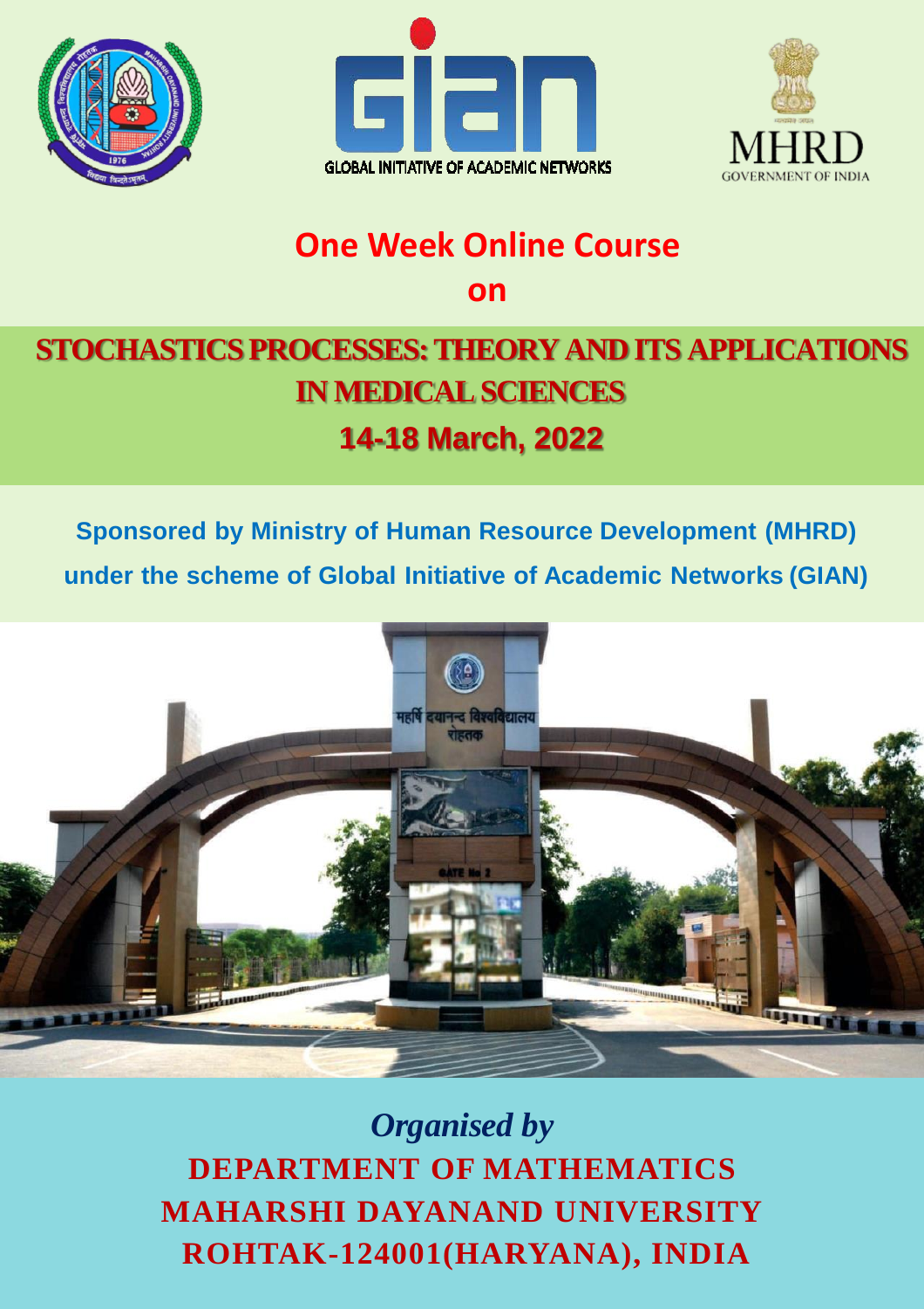GLOBAL INITIATIVE OF ACADEMIC NETWORKS

MHRD
GOVERNMENT OF INDIA

# One Week Online Course

## on

# STOCHASTICS PROCESSES: THEORY AND ITS APPLICATIONS IN MEDICAL SCIENCES

## 14-18 March, 2022

**Sponsored by Ministry of Human Resource Development (MHRD) under the scheme of Global Initiative of Academic Networks (GIAN)**

*Organised by*

**DEPARTMENT OF MATHEMATICS**
**MAHARSHI DAYANAND UNIVERSITY**
**ROHTAK-124001(HARYANA), INDIA**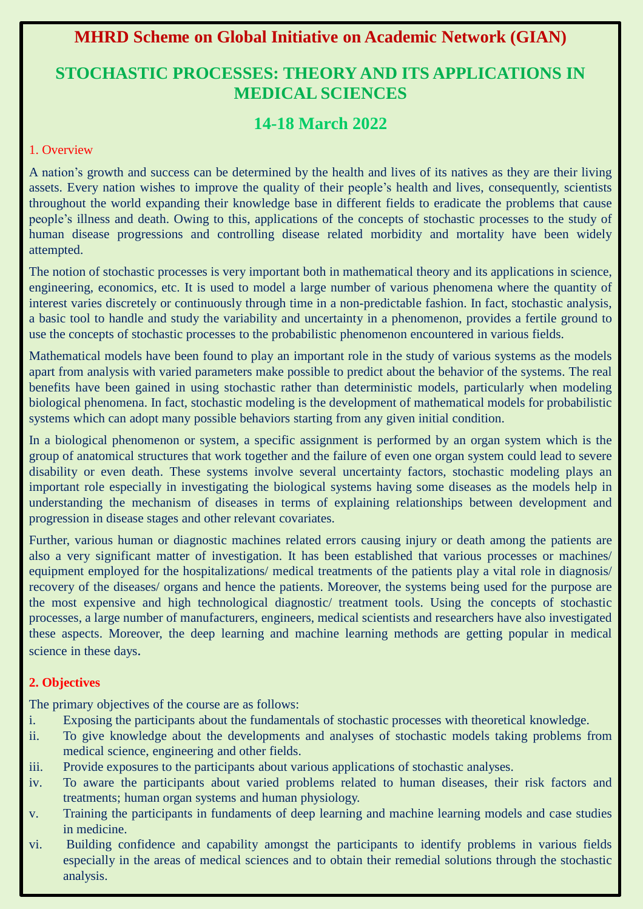# MHRD Scheme on Global Initiative on Academic Network (GIAN)

## STOCHASTIC PROCESSES: THEORY AND ITS APPLICATIONS IN MEDICAL SCIENCES

## 14-18 March 2022

### 1. Overview

A nation's growth and success can be determined by the health and lives of its natives as they are their living assets. Every nation wishes to improve the quality of their people's health and lives, consequently, scientists throughout the world expanding their knowledge base in different fields to eradicate the problems that cause people's illness and death. Owing to this, applications of the concepts of stochastic processes to the study of human disease progressions and controlling disease related morbidity and mortality have been widely attempted.

The notion of stochastic processes is very important both in mathematical theory and its applications in science, engineering, economics, etc. It is used to model a large number of various phenomena where the quantity of interest varies discretely or continuously through time in a non-predictable fashion. In fact, stochastic analysis, a basic tool to handle and study the variability and uncertainty in a phenomenon, provides a fertile ground to use the concepts of stochastic processes to the probabilistic phenomenon encountered in various fields.

Mathematical models have been found to play an important role in the study of various systems as the models apart from analysis with varied parameters make possible to predict about the behavior of the systems. The real benefits have been gained in using stochastic rather than deterministic models, particularly when modeling biological phenomena. In fact, stochastic modeling is the development of mathematical models for probabilistic systems which can adopt many possible behaviors starting from any given initial condition.

In a biological phenomenon or system, a specific assignment is performed by an organ system which is the group of anatomical structures that work together and the failure of even one organ system could lead to severe disability or even death. These systems involve several uncertainty factors, stochastic modeling plays an important role especially in investigating the biological systems having some diseases as the models help in understanding the mechanism of diseases in terms of explaining relationships between development and progression in disease stages and other relevant covariates.

Further, various human or diagnostic machines related errors causing injury or death among the patients are also a very significant matter of investigation. It has been established that various processes or machines/ equipment employed for the hospitalizations/ medical treatments of the patients play a vital role in diagnosis/ recovery of the diseases/ organs and hence the patients. Moreover, the systems being used for the purpose are the most expensive and high technological diagnostic/ treatment tools. Using the concepts of stochastic processes, a large number of manufacturers, engineers, medical scientists and researchers have also investigated these aspects. Moreover, the deep learning and machine learning methods are getting popular in medical science in these days.

### 2. Objectives

The primary objectives of the course are as follows:

i. Exposing the participants about the fundamentals of stochastic processes with theoretical knowledge.

ii. To give knowledge about the developments and analyses of stochastic models taking problems from medical science, engineering and other fields.

iii. Provide exposures to the participants about various applications of stochastic analyses.

iv. To aware the participants about varied problems related to human diseases, their risk factors and treatments; human organ systems and human physiology.

v. Training the participants in fundaments of deep learning and machine learning models and case studies in medicine.

vi. Building confidence and capability amongst the participants to identify problems in various fields especially in the areas of medical sciences and to obtain their remedial solutions through the stochastic analysis.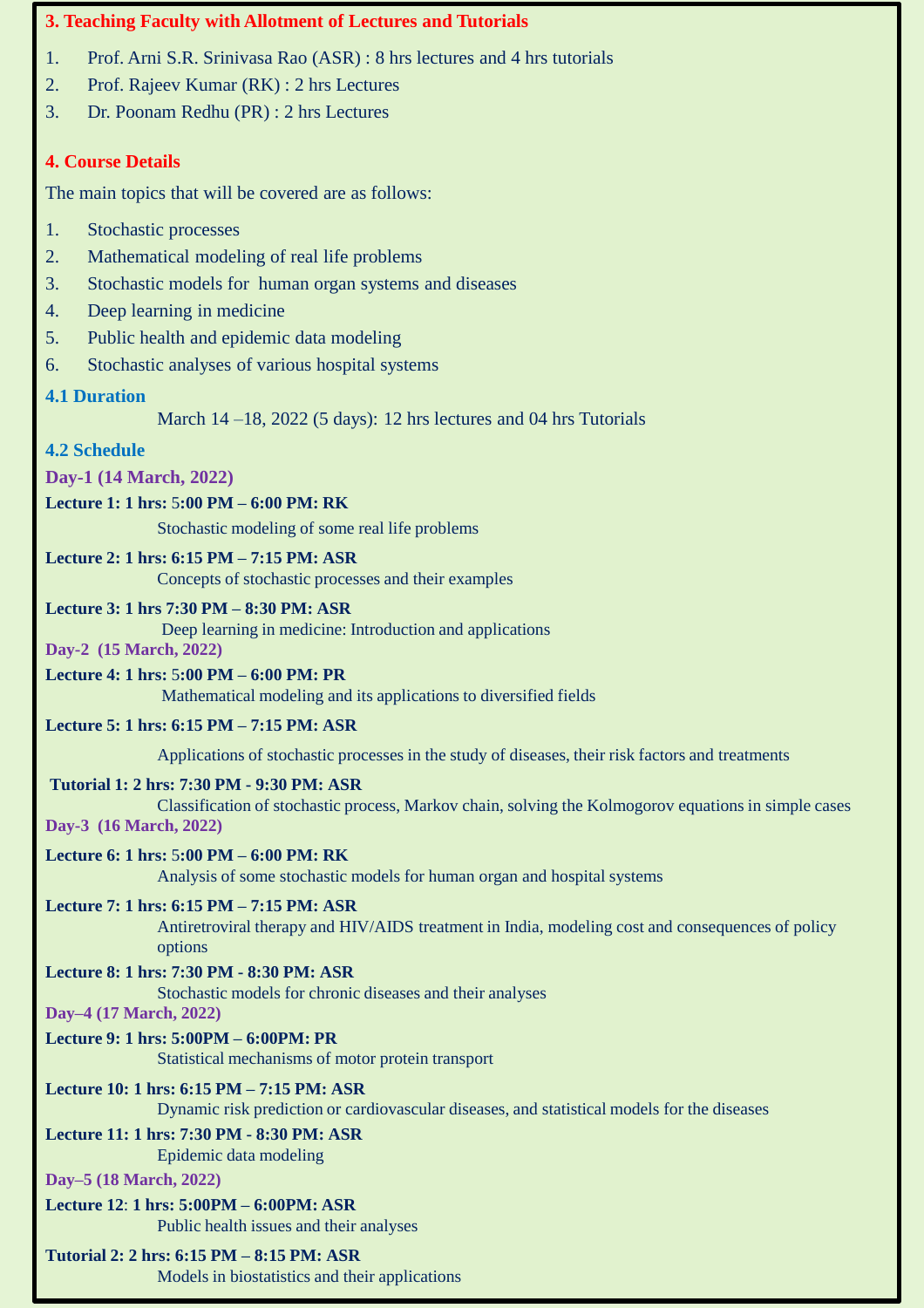## 3. Teaching Faculty with Allotment of Lectures and Tutorials

1. Prof. Arni S.R. Srinivasa Rao (ASR) : 8 hrs lectures and 4 hrs tutorials
2. Prof. Rajeev Kumar (RK) : 2 hrs Lectures
3. Dr. Poonam Redhu (PR) : 2 hrs Lectures

## 4. Course Details

The main topics that will be covered are as follows:

1. Stochastic processes
2. Mathematical modeling of real life problems
3. Stochastic models for human organ systems and diseases
4. Deep learning in medicine
5. Public health and epidemic data modeling
6. Stochastic analyses of various hospital systems

### 4.1 Duration

March 14 –18, 2022 (5 days): 12 hrs lectures and 04 hrs Tutorials

### 4.2 Schedule

**Day-1 (14 March, 2022)**

**Lecture 1: 1 hrs: 5:00 PM – 6:00 PM: RK**

Stochastic modeling of some real life problems

**Lecture 2: 1 hrs: 6:15 PM – 7:15 PM: ASR**

Concepts of stochastic processes and their examples

**Lecture 3: 1 hrs 7:30 PM – 8:30 PM: ASR**

Deep learning in medicine: Introduction and applications

**Day-2 (15 March, 2022)**

**Lecture 4: 1 hrs: 5:00 PM – 6:00 PM: PR**

Mathematical modeling and its applications to diversified fields

**Lecture 5: 1 hrs: 6:15 PM – 7:15 PM: ASR**

Applications of stochastic processes in the study of diseases, their risk factors and treatments

**Tutorial 1: 2 hrs: 7:30 PM - 9:30 PM: ASR**

Classification of stochastic process, Markov chain, solving the Kolmogorov equations in simple cases

**Day-3 (16 March, 2022)**

**Lecture 6: 1 hrs: 5:00 PM – 6:00 PM: RK**

Analysis of some stochastic models for human organ and hospital systems

**Lecture 7: 1 hrs: 6:15 PM – 7:15 PM: ASR**

Antiretroviral therapy and HIV/AIDS treatment in India, modeling cost and consequences of policy options

**Lecture 8: 1 hrs: 7:30 PM - 8:30 PM: ASR**

Stochastic models for chronic diseases and their analyses

**Day–4 (17 March, 2022)**

**Lecture 9: 1 hrs: 5:00PM – 6:00PM: PR**

Statistical mechanisms of motor protein transport

**Lecture 10: 1 hrs: 6:15 PM – 7:15 PM: ASR**

Dynamic risk prediction or cardiovascular diseases, and statistical models for the diseases

**Lecture 11: 1 hrs: 7:30 PM - 8:30 PM: ASR**

Epidemic data modeling

**Day–5 (18 March, 2022)**

**Lecture 12: 1 hrs: 5:00PM – 6:00PM: ASR**

Public health issues and their analyses

**Tutorial 2: 2 hrs: 6:15 PM – 8:15 PM: ASR**

Models in biostatistics and their applications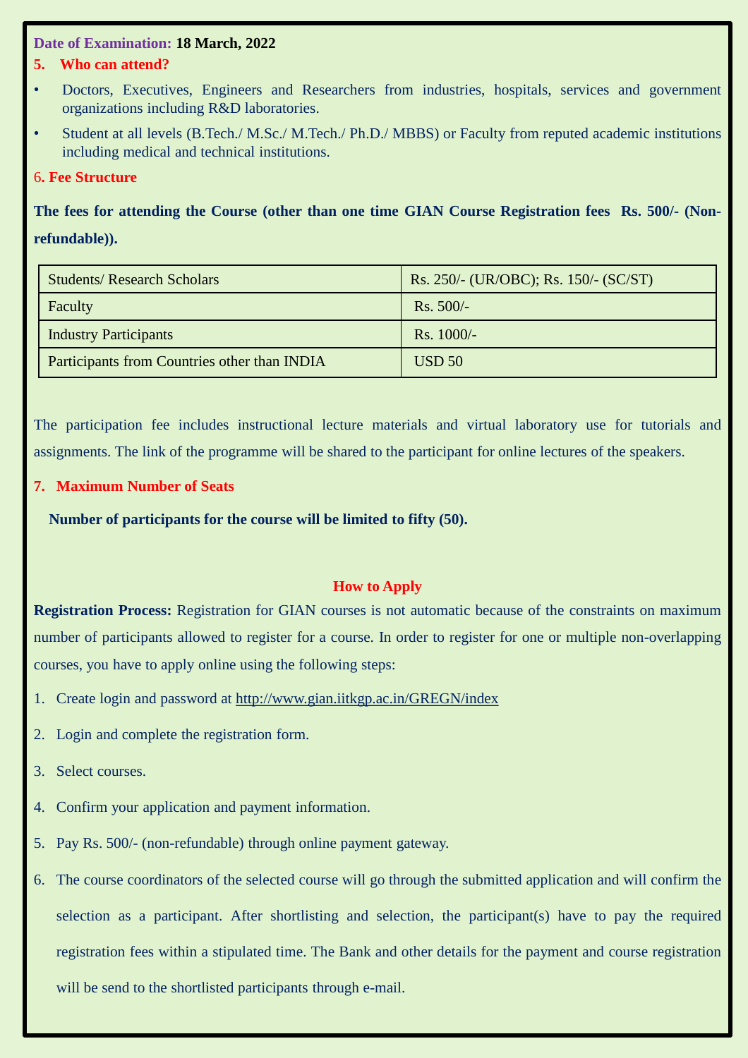**Date of Examination:** **18 March, 2022**

## 5. Who can attend?

- Doctors, Executives, Engineers and Researchers from industries, hospitals, services and government organizations including R&D laboratories.
- Student at all levels (B.Tech./ M.Sc./ M.Tech./ Ph.D./ MBBS) or Faculty from reputed academic institutions including medical and technical institutions.

## 6. Fee Structure

**The fees for attending the Course (other than one time GIAN Course Registration fees Rs. 500/- (Non-refundable)).**

| | |
|---|---|
| Students/ Research Scholars | Rs. 250/- (UR/OBC); Rs. 150/- (SC/ST) |
| Faculty | Rs. 500/- |
| Industry Participants | Rs. 1000/- |
| Participants from Countries other than INDIA | USD 50 |

The participation fee includes instructional lecture materials and virtual laboratory use for tutorials and assignments. The link of the programme will be shared to the participant for online lectures of the speakers.

## 7. Maximum Number of Seats

**Number of participants for the course will be limited to fifty (50).**

## How to Apply

**Registration Process:** Registration for GIAN courses is not automatic because of the constraints on maximum number of participants allowed to register for a course. In order to register for one or multiple non-overlapping courses, you have to apply online using the following steps:

1. Create login and password at http://www.gian.iitkgp.ac.in/GREGN/index
2. Login and complete the registration form.
3. Select courses.
4. Confirm your application and payment information.
5. Pay Rs. 500/- (non-refundable) through online payment gateway.
6. The course coordinators of the selected course will go through the submitted application and will confirm the selection as a participant. After shortlisting and selection, the participant(s) have to pay the required registration fees within a stipulated time. The Bank and other details for the payment and course registration will be send to the shortlisted participants through e-mail.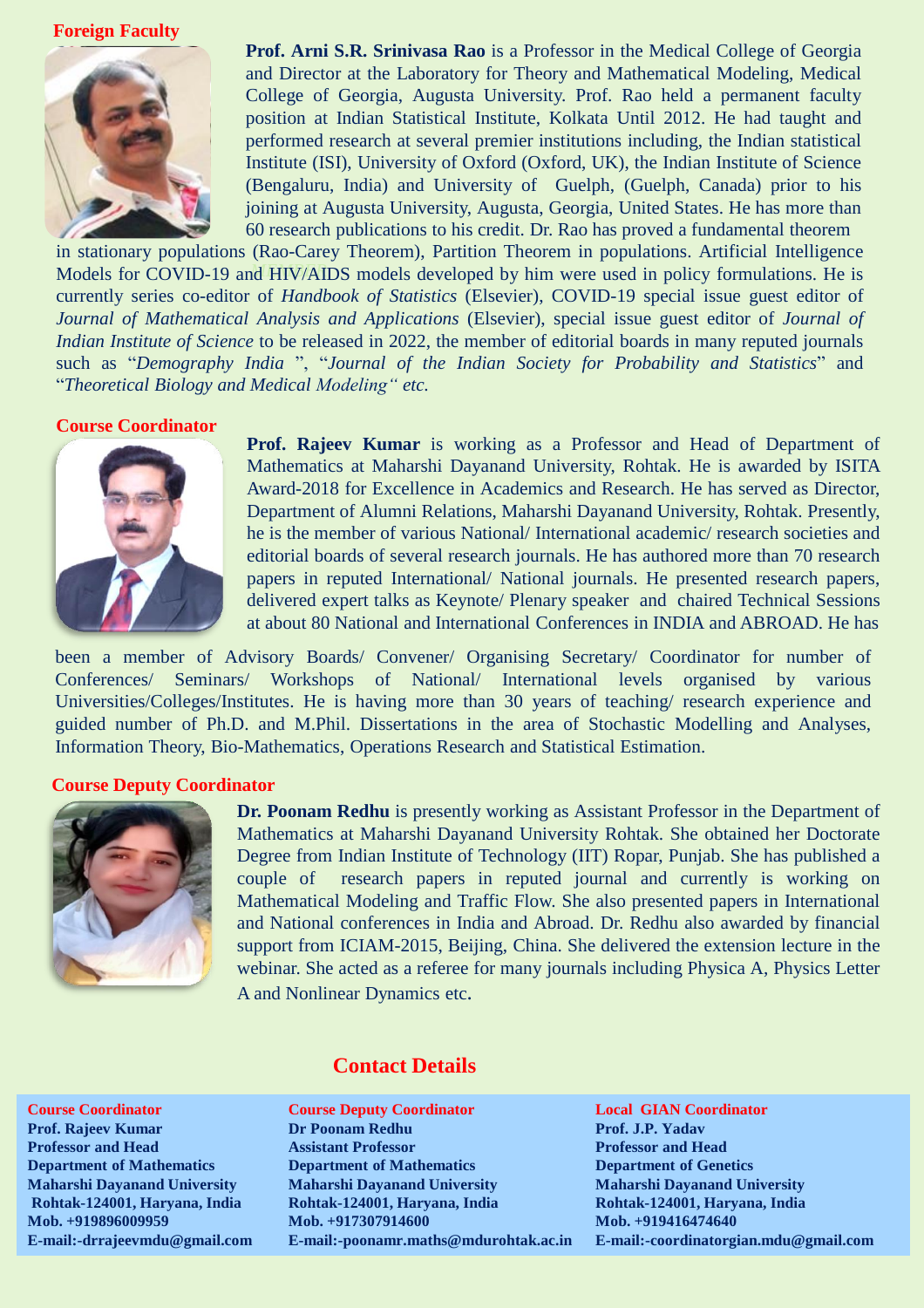## Foreign Faculty

**Prof. Arni S.R. Srinivasa Rao** is a Professor in the Medical College of Georgia and Director at the Laboratory for Theory and Mathematical Modeling, Medical College of Georgia, Augusta University. Prof. Rao held a permanent faculty position at Indian Statistical Institute, Kolkata Until 2012. He had taught and performed research at several premier institutions including, the Indian statistical Institute (ISI), University of Oxford (Oxford, UK), the Indian Institute of Science (Bengaluru, India) and University of Guelph, (Guelph, Canada) prior to his joining at Augusta University, Augusta, Georgia, United States. He has more than 60 research publications to his credit. Dr. Rao has proved a fundamental theorem in stationary populations (Rao-Carey Theorem), Partition Theorem in populations. Artificial Intelligence Models for COVID-19 and HIV/AIDS models developed by him were used in policy formulations. He is currently series co-editor of *Handbook of Statistics* (Elsevier), COVID-19 special issue guest editor of *Journal of Mathematical Analysis and Applications* (Elsevier), special issue guest editor of *Journal of Indian Institute of Science* to be released in 2022, the member of editorial boards in many reputed journals such as "*Demography India* ", "*Journal of the Indian Society for Probability and Statistics*" and "*Theoretical Biology and Medical Modeling" etc.*

## Course Coordinator

**Prof. Rajeev Kumar** is working as a Professor and Head of Department of Mathematics at Maharshi Dayanand University, Rohtak. He is awarded by ISITA Award-2018 for Excellence in Academics and Research. He has served as Director, Department of Alumni Relations, Maharshi Dayanand University, Rohtak. Presently, he is the member of various National/ International academic/ research societies and editorial boards of several research journals. He has authored more than 70 research papers in reputed International/ National journals. He presented research papers, delivered expert talks as Keynote/ Plenary speaker and chaired Technical Sessions at about 80 National and International Conferences in INDIA and ABROAD. He has been a member of Advisory Boards/ Convener/ Organising Secretary/ Coordinator for number of Conferences/ Seminars/ Workshops of National/ International levels organised by various Universities/Colleges/Institutes. He is having more than 30 years of teaching/ research experience and guided number of Ph.D. and M.Phil. Dissertations in the area of Stochastic Modelling and Analyses, Information Theory, Bio-Mathematics, Operations Research and Statistical Estimation.

## Course Deputy Coordinator

**Dr. Poonam Redhu** is presently working as Assistant Professor in the Department of Mathematics at Maharshi Dayanand University Rohtak. She obtained her Doctorate Degree from Indian Institute of Technology (IIT) Ropar, Punjab. She has published a couple of research papers in reputed journal and currently is working on Mathematical Modeling and Traffic Flow. She also presented papers in International and National conferences in India and Abroad. Dr. Redhu also awarded by financial support from ICIAM-2015, Beijing, China. She delivered the extension lecture in the webinar. She acted as a referee for many journals including Physica A, Physics Letter A and Nonlinear Dynamics etc.

## Contact Details

**Course Coordinator**
**Prof. Rajeev Kumar**
**Professor and Head**
**Department of Mathematics**
**Maharshi Dayanand University**
**Rohtak-124001, Haryana, India**
**Mob. +919896009959**
**E-mail:-drajeevmdu@gmail.com**

**Course Deputy Coordinator**
**Dr Poonam Redhu**
**Assistant Professor**
**Department of Mathematics**
**Maharshi Dayanand University**
**Rohtak-124001, Haryana, India**
**Mob. +917307914600**
**E-mail:-poonamr.maths@mdurohtak.ac.in**

**Local GIAN Coordinator**
**Prof. J.P. Yadav**
**Professor and Head**
**Department of Genetics**
**Maharshi Dayanand University**
**Rohtak-124001, Haryana, India**
**Mob. +919416474640**
**E-mail:-coordinatorgian.mdu@gmail.com**